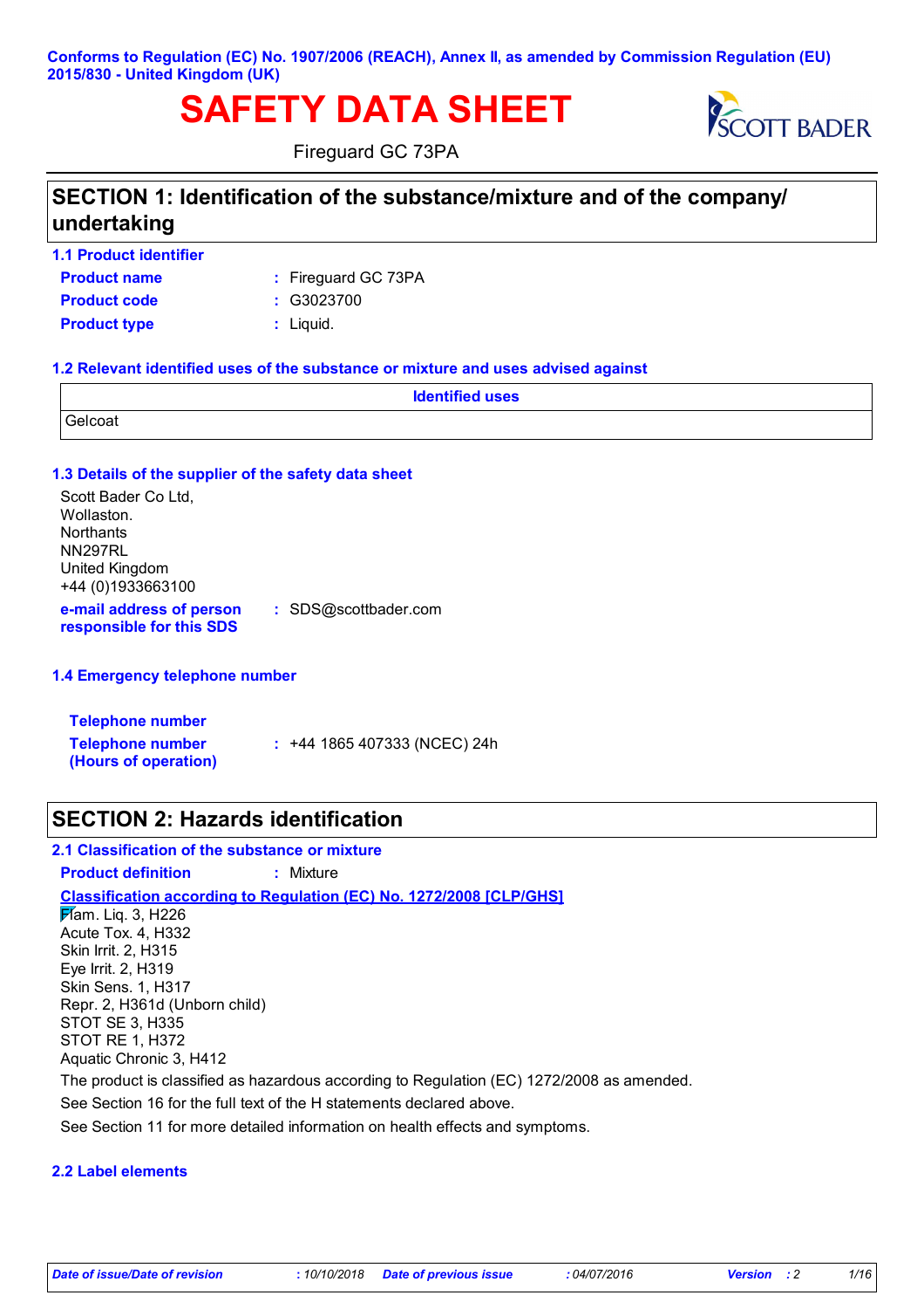**Conforms to Regulation (EC) No. 1907/2006 (REACH), Annex II, as amended by Commission Regulation (EU) 2015/830 - United Kingdom (UK)**

# SAFETY DATA SHEET

Fireguard GC 73PA

## SECTION 1: Identification of the substance/mixture and of the company/undertaking

### 1.1 Product identifier

**Product name** : Fireguard GC 73PA

**Product code** : G3023700

**Product type** : Liquid.

### 1.2 Relevant identified uses of the substance or mixture and uses advised against

| Identified uses |
|---|
| Gelcoat |

### 1.3 Details of the supplier of the safety data sheet

Scott Bader Co Ltd,
Wollaston.
Northants
NN297RL
United Kingdom
+44 (0)1933663100

**e-mail address of person responsible for this SDS** : SDS@scottbader.com

### 1.4 Emergency telephone number

**Telephone number**

**Telephone number (Hours of operation)** : +44 1865 407333 (NCEC) 24h

## SECTION 2: Hazards identification

### 2.1 Classification of the substance or mixture

**Product definition** : Mixture

**Classification according to Regulation (EC) No. 1272/2008 [CLP/GHS]**

Flam. Liq. 3, H226
Acute Tox. 4, H332
Skin Irrit. 2, H315
Eye Irrit. 2, H319
Skin Sens. 1, H317
Repr. 2, H361d (Unborn child)
STOT SE 3, H335
STOT RE 1, H372
Aquatic Chronic 3, H412

The product is classified as hazardous according to Regulation (EC) 1272/2008 as amended.

See Section 16 for the full text of the H statements declared above.

See Section 11 for more detailed information on health effects and symptoms.

### 2.2 Label elements

*Date of issue/Date of revision* : 10/10/2018 *Date of previous issue* : 04/07/2016 *Version* : 2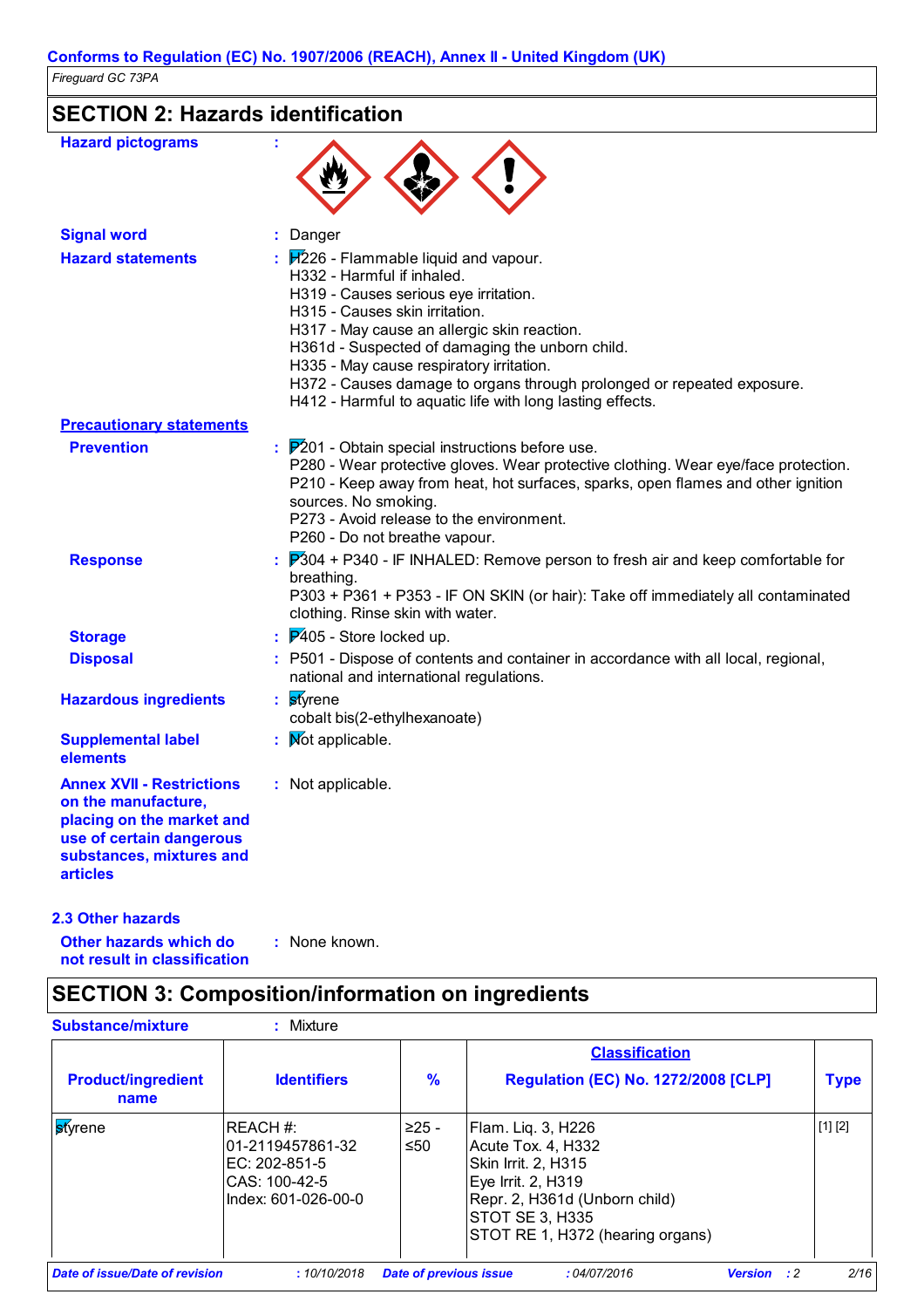Conforms to Regulation (EC) No. 1907/2006 (REACH), Annex II - United Kingdom (UK)

*Fireguard GC 73PA*

## SECTION 2: Hazards identification

**Hazard pictograms** :

**Signal word** : Danger

**Hazard statements** : H226 - Flammable liquid and vapour.
H332 - Harmful if inhaled.
H319 - Causes serious eye irritation.
H315 - Causes skin irritation.
H317 - May cause an allergic skin reaction.
H361d - Suspected of damaging the unborn child.
H335 - May cause respiratory irritation.
H372 - Causes damage to organs through prolonged or repeated exposure.
H412 - Harmful to aquatic life with long lasting effects.

**Precautionary statements**

**Prevention** : P201 - Obtain special instructions before use.
P280 - Wear protective gloves. Wear protective clothing. Wear eye/face protection.
P210 - Keep away from heat, hot surfaces, sparks, open flames and other ignition sources. No smoking.
P273 - Avoid release to the environment.
P260 - Do not breathe vapour.

**Response** : P304 + P340 - IF INHALED: Remove person to fresh air and keep comfortable for breathing.
P303 + P361 + P353 - IF ON SKIN (or hair): Take off immediately all contaminated clothing. Rinse skin with water.

**Storage** : P405 - Store locked up.

**Disposal** : P501 - Dispose of contents and container in accordance with all local, regional, national and international regulations.

**Hazardous ingredients** : styrene
cobalt bis(2-ethylhexanoate)

**Supplemental label elements** : Not applicable.

**Annex XVII - Restrictions on the manufacture, placing on the market and use of certain dangerous substances, mixtures and articles** : Not applicable.

### 2.3 Other hazards

**Other hazards which do not result in classification** : None known.

## SECTION 3: Composition/information on ingredients

**Substance/mixture** : Mixture

| Product/ingredient name | Identifiers | % | Classification Regulation (EC) No. 1272/2008 [CLP] | Type |
|---|---|---|---|---|
| styrene | REACH #: 01-2119457861-32<br>EC: 202-851-5<br>CAS: 100-42-5<br>Index: 601-026-00-0 | ≥25 - ≤50 | Flam. Liq. 3, H226<br>Acute Tox. 4, H332<br>Skin Irrit. 2, H315<br>Eye Irrit. 2, H319<br>Repr. 2, H361d (Unborn child)<br>STOT SE 3, H335<br>STOT RE 1, H372 (hearing organs) | [1] [2] |

*Date of issue/Date of revision* : 10/10/2018 *Date of previous issue* : 04/07/2016 *Version* : 2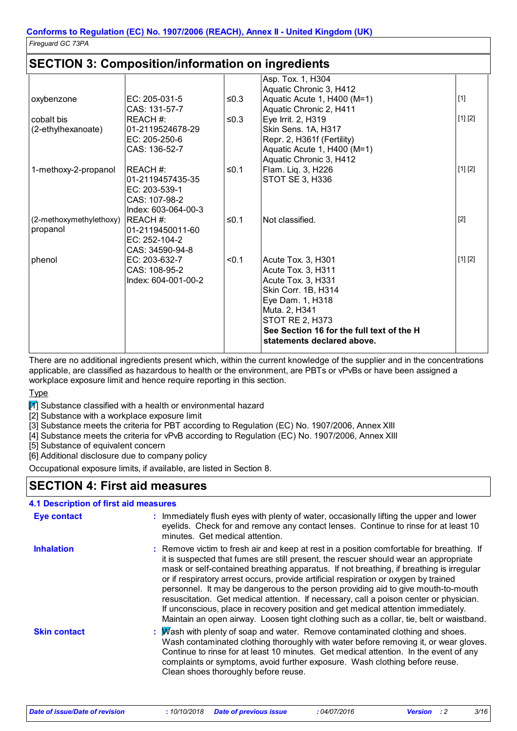## SECTION 3: Composition/information on ingredients

| | | | | |
|---|---|---|---|---|
| | | | Asp. Tox. 1, H304<br>Aquatic Chronic 3, H412 | |
| oxybenzone | EC: 205-031-5<br>CAS: 131-57-7 | ≤0.3 | Aquatic Acute 1, H400 (M=1)<br>Aquatic Chronic 2, H411 | [1] |
| cobalt bis (2-ethylhexanoate) | REACH #: 01-2119524678-29<br>EC: 205-250-6<br>CAS: 136-52-7 | ≤0.3 | Eye Irrit. 2, H319<br>Skin Sens. 1A, H317<br>Repr. 2, H361f (Fertility)<br>Aquatic Acute 1, H400 (M=1)<br>Aquatic Chronic 3, H412 | [1] [2] |
| 1-methoxy-2-propanol | REACH #: 01-2119457435-35<br>EC: 203-539-1<br>CAS: 107-98-2<br>Index: 603-064-00-3 | ≤0.1 | Flam. Liq. 3, H226<br>STOT SE 3, H336 | [1] [2] |
| (2-methoxymethylethoxy) propanol | REACH #: 01-2119450011-60<br>EC: 252-104-2<br>CAS: 34590-94-8 | ≤0.1 | Not classified. | [2] |
| phenol | EC: 203-632-7<br>CAS: 108-95-2<br>Index: 604-001-00-2 | <0.1 | Acute Tox. 3, H301<br>Acute Tox. 3, H311<br>Acute Tox. 3, H331<br>Skin Corr. 1B, H314<br>Eye Dam. 1, H318<br>Muta. 2, H341<br>STOT RE 2, H373<br>**See Section 16 for the full text of the H statements declared above.** | [1] [2] |

There are no additional ingredients present which, within the current knowledge of the supplier and in the concentrations applicable, are classified as hazardous to health or the environment, are PBTs or vPvBs or have been assigned a workplace exposure limit and hence require reporting in this section.

Type

[1] Substance classified with a health or environmental hazard
[2] Substance with a workplace exposure limit
[3] Substance meets the criteria for PBT according to Regulation (EC) No. 1907/2006, Annex XIII
[4] Substance meets the criteria for vPvB according to Regulation (EC) No. 1907/2006, Annex XIII
[5] Substance of equivalent concern
[6] Additional disclosure due to company policy

Occupational exposure limits, if available, are listed in Section 8.

## SECTION 4: First aid measures

### 4.1 Description of first aid measures

**Eye contact** : Immediately flush eyes with plenty of water, occasionally lifting the upper and lower eyelids. Check for and remove any contact lenses. Continue to rinse for at least 10 minutes. Get medical attention.

**Inhalation** : Remove victim to fresh air and keep at rest in a position comfortable for breathing. If it is suspected that fumes are still present, the rescuer should wear an appropriate mask or self-contained breathing apparatus. If not breathing, if breathing is irregular or if respiratory arrest occurs, provide artificial respiration or oxygen by trained personnel. It may be dangerous to the person providing aid to give mouth-to-mouth resuscitation. Get medical attention. If necessary, call a poison center or physician. If unconscious, place in recovery position and get medical attention immediately. Maintain an open airway. Loosen tight clothing such as a collar, tie, belt or waistband.

**Skin contact** : Wash with plenty of soap and water. Remove contaminated clothing and shoes. Wash contaminated clothing thoroughly with water before removing it, or wear gloves. Continue to rinse for at least 10 minutes. Get medical attention. In the event of any complaints or symptoms, avoid further exposure. Wash clothing before reuse. Clean shoes thoroughly before reuse.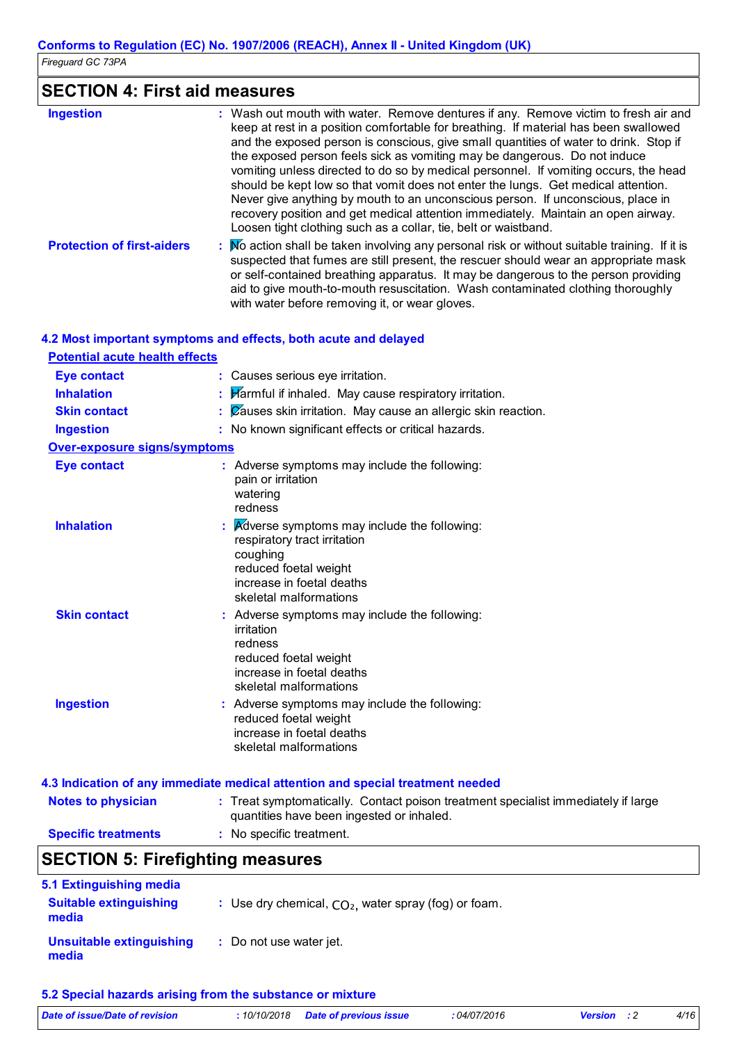## SECTION 4: First aid measures

| | |
|---|---|
| **Ingestion** | : Wash out mouth with water. Remove dentures if any. Remove victim to fresh air and keep at rest in a position comfortable for breathing. If material has been swallowed and the exposed person is conscious, give small quantities of water to drink. Stop if the exposed person feels sick as vomiting may be dangerous. Do not induce vomiting unless directed to do so by medical personnel. If vomiting occurs, the head should be kept low so that vomit does not enter the lungs. Get medical attention. Never give anything by mouth to an unconscious person. If unconscious, place in recovery position and get medical attention immediately. Maintain an open airway. Loosen tight clothing such as a collar, tie, belt or waistband. |
| **Protection of first-aiders** | : No action shall be taken involving any personal risk or without suitable training. If it is suspected that fumes are still present, the rescuer should wear an appropriate mask or self-contained breathing apparatus. It may be dangerous to the person providing aid to give mouth-to-mouth resuscitation. Wash contaminated clothing thoroughly with water before removing it, or wear gloves. |

### 4.2 Most important symptoms and effects, both acute and delayed

**Potential acute health effects**

| | |
|---|---|
| **Eye contact** | : Causes serious eye irritation. |
| **Inhalation** | : Harmful if inhaled. May cause respiratory irritation. |
| **Skin contact** | : Causes skin irritation. May cause an allergic skin reaction. |
| **Ingestion** | : No known significant effects or critical hazards. |

**Over-exposure signs/symptoms**

| | |
|---|---|
| **Eye contact** | : Adverse symptoms may include the following:<br>pain or irritation<br>watering<br>redness |
| **Inhalation** | : Adverse symptoms may include the following:<br>respiratory tract irritation<br>coughing<br>reduced foetal weight<br>increase in foetal deaths<br>skeletal malformations |
| **Skin contact** | : Adverse symptoms may include the following:<br>irritation<br>redness<br>reduced foetal weight<br>increase in foetal deaths<br>skeletal malformations |
| **Ingestion** | : Adverse symptoms may include the following:<br>reduced foetal weight<br>increase in foetal deaths<br>skeletal malformations |

### 4.3 Indication of any immediate medical attention and special treatment needed

| | |
|---|---|
| **Notes to physician** | : Treat symptomatically. Contact poison treatment specialist immediately if large quantities have been ingested or inhaled. |
| **Specific treatments** | : No specific treatment. |

## SECTION 5: Firefighting measures

### 5.1 Extinguishing media

| | |
|---|---|
| **Suitable extinguishing media** | : Use dry chemical, $CO_2$, water spray (fog) or foam. |
| **Unsuitable extinguishing media** | : Do not use water jet. |

### 5.2 Special hazards arising from the substance or mixture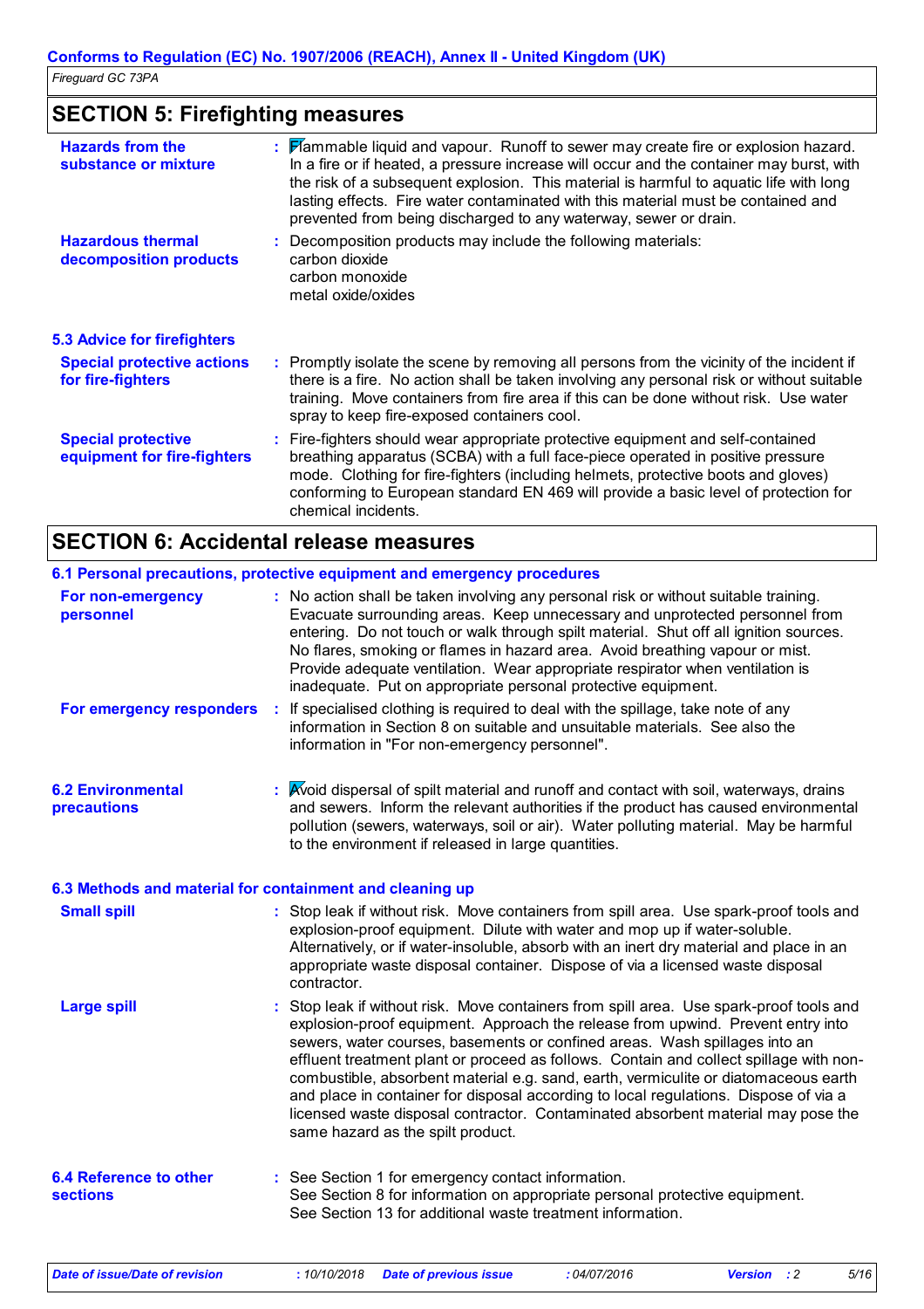## SECTION 5: Firefighting measures

**Hazards from the substance or mixture** : Flammable liquid and vapour. Runoff to sewer may create fire or explosion hazard. In a fire or if heated, a pressure increase will occur and the container may burst, with the risk of a subsequent explosion. This material is harmful to aquatic life with long lasting effects. Fire water contaminated with this material must be contained and prevented from being discharged to any waterway, sewer or drain.

**Hazardous thermal decomposition products** : Decomposition products may include the following materials:
carbon dioxide
carbon monoxide
metal oxide/oxides

### 5.3 Advice for firefighters

**Special protective actions for fire-fighters** : Promptly isolate the scene by removing all persons from the vicinity of the incident if there is a fire. No action shall be taken involving any personal risk or without suitable training. Move containers from fire area if this can be done without risk. Use water spray to keep fire-exposed containers cool.

**Special protective equipment for fire-fighters** : Fire-fighters should wear appropriate protective equipment and self-contained breathing apparatus (SCBA) with a full face-piece operated in positive pressure mode. Clothing for fire-fighters (including helmets, protective boots and gloves) conforming to European standard EN 469 will provide a basic level of protection for chemical incidents.

## SECTION 6: Accidental release measures

### 6.1 Personal precautions, protective equipment and emergency procedures

**For non-emergency personnel** : No action shall be taken involving any personal risk or without suitable training. Evacuate surrounding areas. Keep unnecessary and unprotected personnel from entering. Do not touch or walk through spilt material. Shut off all ignition sources. No flares, smoking or flames in hazard area. Avoid breathing vapour or mist. Provide adequate ventilation. Wear appropriate respirator when ventilation is inadequate. Put on appropriate personal protective equipment.

**For emergency responders** : If specialised clothing is required to deal with the spillage, take note of any information in Section 8 on suitable and unsuitable materials. See also the information in "For non-emergency personnel".

### 6.2 Environmental precautions

: Avoid dispersal of spilt material and runoff and contact with soil, waterways, drains and sewers. Inform the relevant authorities if the product has caused environmental pollution (sewers, waterways, soil or air). Water polluting material. May be harmful to the environment if released in large quantities.

### 6.3 Methods and material for containment and cleaning up

**Small spill** : Stop leak if without risk. Move containers from spill area. Use spark-proof tools and explosion-proof equipment. Dilute with water and mop up if water-soluble. Alternatively, or if water-insoluble, absorb with an inert dry material and place in an appropriate waste disposal container. Dispose of via a licensed waste disposal contractor.

**Large spill** : Stop leak if without risk. Move containers from spill area. Use spark-proof tools and explosion-proof equipment. Approach the release from upwind. Prevent entry into sewers, water courses, basements or confined areas. Wash spillages into an effluent treatment plant or proceed as follows. Contain and collect spillage with non-combustible, absorbent material e.g. sand, earth, vermiculite or diatomaceous earth and place in container for disposal according to local regulations. Dispose of via a licensed waste disposal contractor. Contaminated absorbent material may pose the same hazard as the spilt product.

### 6.4 Reference to other sections

: See Section 1 for emergency contact information.
See Section 8 for information on appropriate personal protective equipment.
See Section 13 for additional waste treatment information.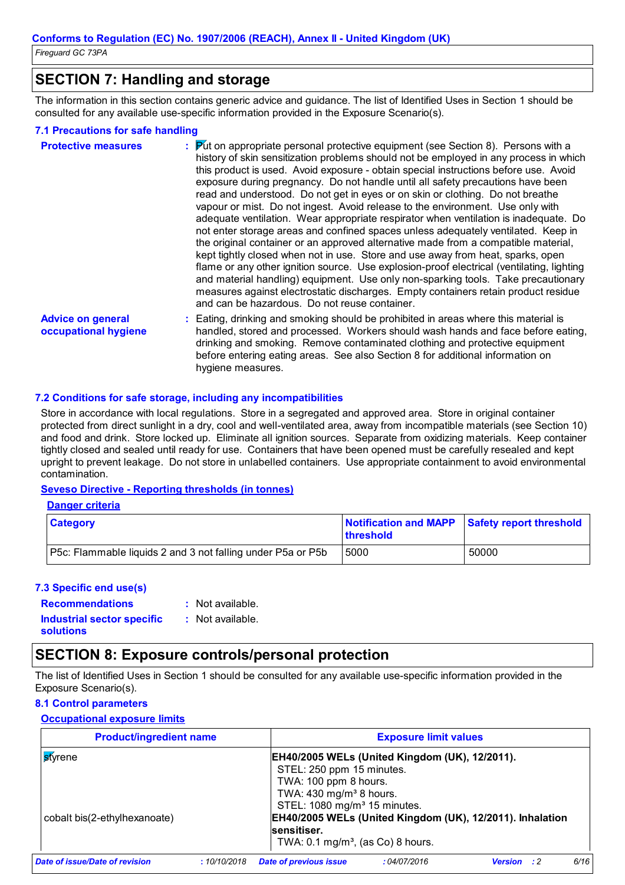## SECTION 7: Handling and storage

The information in this section contains generic advice and guidance. The list of Identified Uses in Section 1 should be consulted for any available use-specific information provided in the Exposure Scenario(s).

### 7.1 Precautions for safe handling

**Protective measures** : Put on appropriate personal protective equipment (see Section 8). Persons with a history of skin sensitization problems should not be employed in any process in which this product is used. Avoid exposure - obtain special instructions before use. Avoid exposure during pregnancy. Do not handle until all safety precautions have been read and understood. Do not get in eyes or on skin or clothing. Do not breathe vapour or mist. Do not ingest. Avoid release to the environment. Use only with adequate ventilation. Wear appropriate respirator when ventilation is inadequate. Do not enter storage areas and confined spaces unless adequately ventilated. Keep in the original container or an approved alternative made from a compatible material, kept tightly closed when not in use. Store and use away from heat, sparks, open flame or any other ignition source. Use explosion-proof electrical (ventilating, lighting and material handling) equipment. Use only non-sparking tools. Take precautionary measures against electrostatic discharges. Empty containers retain product residue and can be hazardous. Do not reuse container.

**Advice on general occupational hygiene** : Eating, drinking and smoking should be prohibited in areas where this material is handled, stored and processed. Workers should wash hands and face before eating, drinking and smoking. Remove contaminated clothing and protective equipment before entering eating areas. See also Section 8 for additional information on hygiene measures.

### 7.2 Conditions for safe storage, including any incompatibilities

Store in accordance with local regulations. Store in a segregated and approved area. Store in original container protected from direct sunlight in a dry, cool and well-ventilated area, away from incompatible materials (see Section 10) and food and drink. Store locked up. Eliminate all ignition sources. Separate from oxidizing materials. Keep container tightly closed and sealed until ready for use. Containers that have been opened must be carefully resealed and kept upright to prevent leakage. Do not store in unlabelled containers. Use appropriate containment to avoid environmental contamination.

**Seveso Directive - Reporting thresholds (in tonnes)**

**Danger criteria**

| Category | Notification and MAPP threshold | Safety report threshold |
|---|---|---|
| P5c: Flammable liquids 2 and 3 not falling under P5a or P5b | 5000 | 50000 |

### 7.3 Specific end use(s)

**Recommendations** : Not available.

**Industrial sector specific solutions** : Not available.

## SECTION 8: Exposure controls/personal protection

The list of Identified Uses in Section 1 should be consulted for any available use-specific information provided in the Exposure Scenario(s).

### 8.1 Control parameters

**Occupational exposure limits**

| Product/ingredient name | Exposure limit values |
|---|---|
| styrene | **EH40/2005 WELs (United Kingdom (UK), 12/2011).**<br>STEL: 250 ppm 15 minutes.<br>TWA: 100 ppm 8 hours.<br>TWA: 430 mg/m³ 8 hours.<br>STEL: 1080 mg/m³ 15 minutes. |
| cobalt bis(2-ethylhexanoate) | **EH40/2005 WELs (United Kingdom (UK), 12/2011). Inhalation sensitiser.**<br>TWA: 0.1 mg/m³, (as Co) 8 hours. |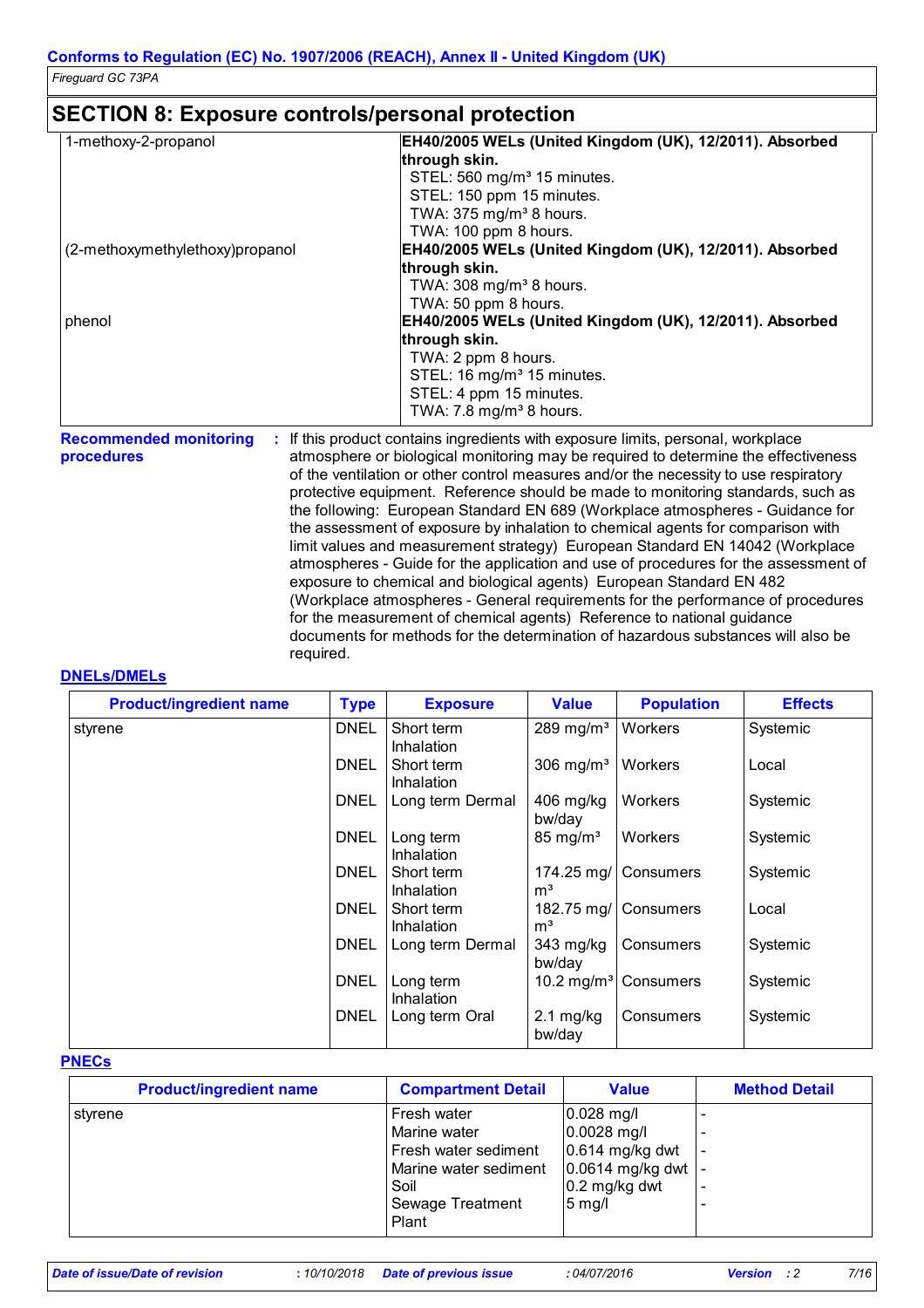## SECTION 8: Exposure controls/personal protection

| | |
|---|---|
| 1-methoxy-2-propanol | **EH40/2005 WELs (United Kingdom (UK), 12/2011). Absorbed through skin.**<br>STEL: 560 mg/m³ 15 minutes.<br>STEL: 150 ppm 15 minutes.<br>TWA: 375 mg/m³ 8 hours.<br>TWA: 100 ppm 8 hours. |
| (2-methoxymethylethoxy)propanol | **EH40/2005 WELs (United Kingdom (UK), 12/2011). Absorbed through skin.**<br>TWA: 308 mg/m³ 8 hours.<br>TWA: 50 ppm 8 hours. |
| phenol | **EH40/2005 WELs (United Kingdom (UK), 12/2011). Absorbed through skin.**<br>TWA: 2 ppm 8 hours.<br>STEL: 16 mg/m³ 15 minutes.<br>STEL: 4 ppm 15 minutes.<br>TWA: 7.8 mg/m³ 8 hours. |

**Recommended monitoring procedures** : If this product contains ingredients with exposure limits, personal, workplace atmosphere or biological monitoring may be required to determine the effectiveness of the ventilation or other control measures and/or the necessity to use respiratory protective equipment. Reference should be made to monitoring standards, such as the following: European Standard EN 689 (Workplace atmospheres - Guidance for the assessment of exposure by inhalation to chemical agents for comparison with limit values and measurement strategy) European Standard EN 14042 (Workplace atmospheres - Guide for the application and use of procedures for the assessment of exposure to chemical and biological agents) European Standard EN 482 (Workplace atmospheres - General requirements for the performance of procedures for the measurement of chemical agents) Reference to national guidance documents for methods for the determination of hazardous substances will also be required.

### DNELs/DMELs

| Product/ingredient name | Type | Exposure | Value | Population | Effects |
|---|---|---|---|---|---|
| styrene | DNEL | Short term Inhalation | 289 mg/m³ | Workers | Systemic |
| | DNEL | Short term Inhalation | 306 mg/m³ | Workers | Local |
| | DNEL | Long term Dermal | 406 mg/kg bw/day | Workers | Systemic |
| | DNEL | Long term Inhalation | 85 mg/m³ | Workers | Systemic |
| | DNEL | Short term Inhalation | 174.25 mg/m³ | Consumers | Systemic |
| | DNEL | Short term Inhalation | 182.75 mg/m³ | Consumers | Local |
| | DNEL | Long term Dermal | 343 mg/kg bw/day | Consumers | Systemic |
| | DNEL | Long term Inhalation | 10.2 mg/m³ | Consumers | Systemic |
| | DNEL | Long term Oral | 2.1 mg/kg bw/day | Consumers | Systemic |

### PNECs

| Product/ingredient name | Compartment Detail | Value | Method Detail |
|---|---|---|---|
| styrene | Fresh water | 0.028 mg/l | - |
| | Marine water | 0.0028 mg/l | - |
| | Fresh water sediment | 0.614 mg/kg dwt | - |
| | Marine water sediment | 0.0614 mg/kg dwt | - |
| | Soil | 0.2 mg/kg dwt | - |
| | Sewage Treatment Plant | 5 mg/l | - |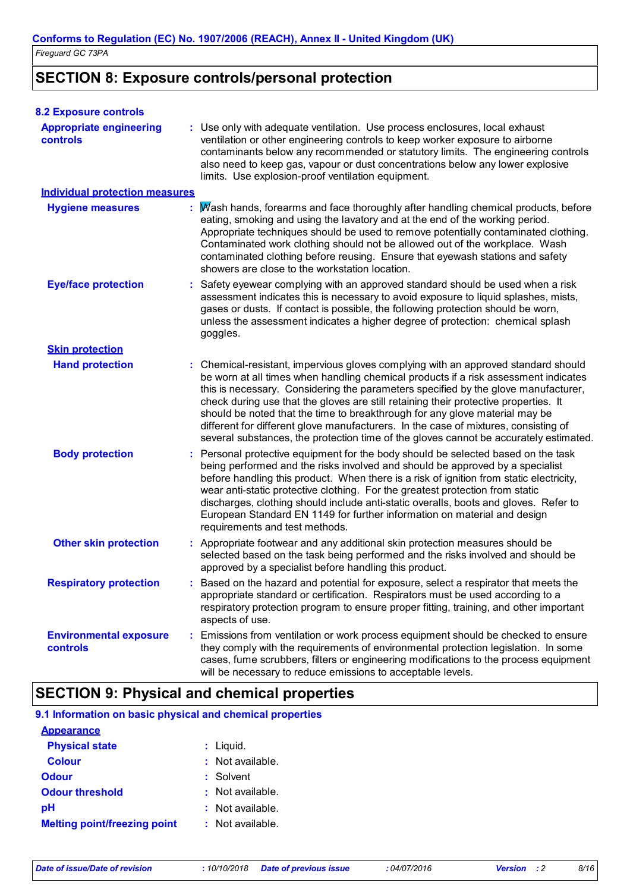## SECTION 8: Exposure controls/personal protection

### 8.2 Exposure controls

**Appropriate engineering controls** : Use only with adequate ventilation. Use process enclosures, local exhaust ventilation or other engineering controls to keep worker exposure to airborne contaminants below any recommended or statutory limits. The engineering controls also need to keep gas, vapour or dust concentrations below any lower explosive limits. Use explosion-proof ventilation equipment.

**Individual protection measures**

**Hygiene measures** : Wash hands, forearms and face thoroughly after handling chemical products, before eating, smoking and using the lavatory and at the end of the working period. Appropriate techniques should be used to remove potentially contaminated clothing. Contaminated work clothing should not be allowed out of the workplace. Wash contaminated clothing before reusing. Ensure that eyewash stations and safety showers are close to the workstation location.

**Eye/face protection** : Safety eyewear complying with an approved standard should be used when a risk assessment indicates this is necessary to avoid exposure to liquid splashes, mists, gases or dusts. If contact is possible, the following protection should be worn, unless the assessment indicates a higher degree of protection: chemical splash goggles.

**Skin protection**

**Hand protection** : Chemical-resistant, impervious gloves complying with an approved standard should be worn at all times when handling chemical products if a risk assessment indicates this is necessary. Considering the parameters specified by the glove manufacturer, check during use that the gloves are still retaining their protective properties. It should be noted that the time to breakthrough for any glove material may be different for different glove manufacturers. In the case of mixtures, consisting of several substances, the protection time of the gloves cannot be accurately estimated.

**Body protection** : Personal protective equipment for the body should be selected based on the task being performed and the risks involved and should be approved by a specialist before handling this product. When there is a risk of ignition from static electricity, wear anti-static protective clothing. For the greatest protection from static discharges, clothing should include anti-static overalls, boots and gloves. Refer to European Standard EN 1149 for further information on material and design requirements and test methods.

**Other skin protection** : Appropriate footwear and any additional skin protection measures should be selected based on the task being performed and the risks involved and should be approved by a specialist before handling this product.

**Respiratory protection** : Based on the hazard and potential for exposure, select a respirator that meets the appropriate standard or certification. Respirators must be used according to a respiratory protection program to ensure proper fitting, training, and other important aspects of use.

**Environmental exposure controls** : Emissions from ventilation or work process equipment should be checked to ensure they comply with the requirements of environmental protection legislation. In some cases, fume scrubbers, filters or engineering modifications to the process equipment will be necessary to reduce emissions to acceptable levels.

## SECTION 9: Physical and chemical properties

### 9.1 Information on basic physical and chemical properties

**Appearance**

**Physical state** : Liquid.

**Colour** : Not available.

**Odour** : Solvent

**Odour threshold** : Not available.

**pH** : Not available.

**Melting point/freezing point** : Not available.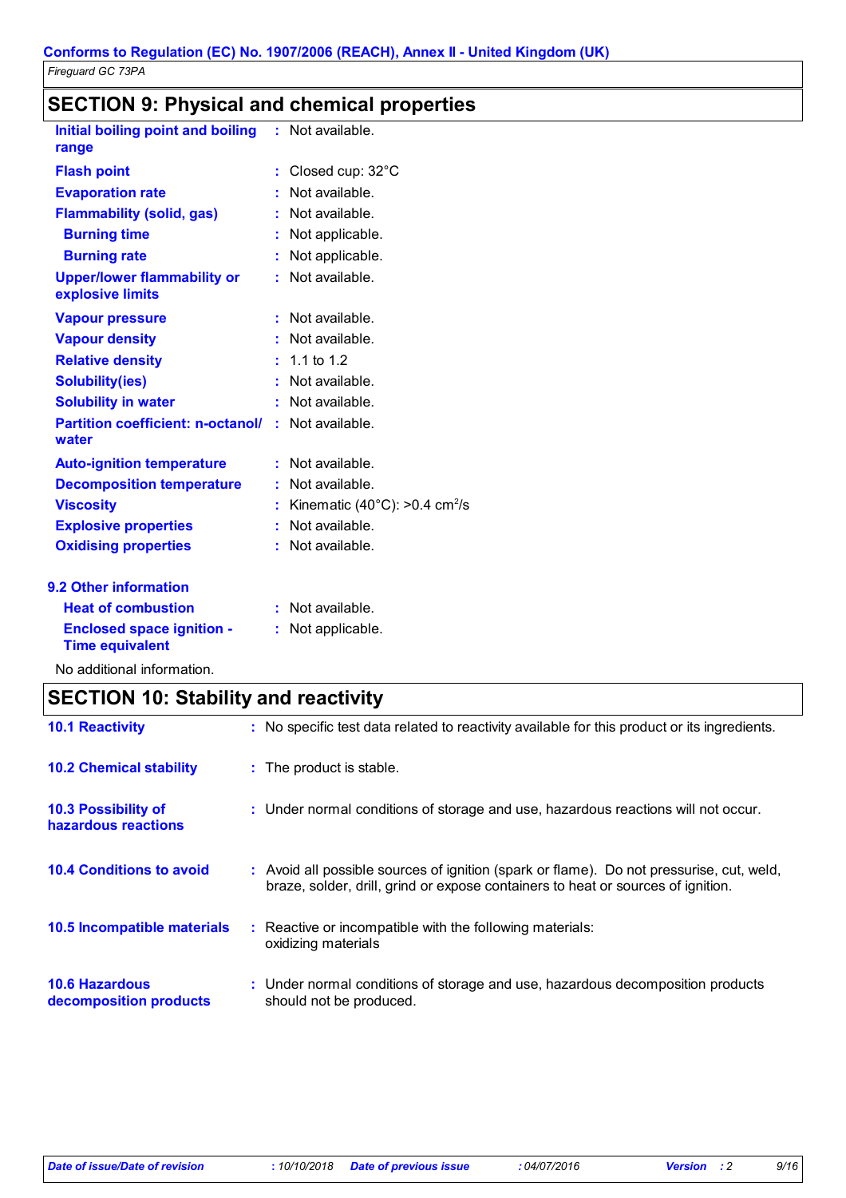## SECTION 9: Physical and chemical properties

| | |
|---|---|
| **Initial boiling point and boiling range** | : Not available. |
| **Flash point** | : Closed cup: 32°C |
| **Evaporation rate** | : Not available. |
| **Flammability (solid, gas)** | : Not available. |
| **Burning time** | : Not applicable. |
| **Burning rate** | : Not applicable. |
| **Upper/lower flammability or explosive limits** | : Not available. |
| **Vapour pressure** | : Not available. |
| **Vapour density** | : Not available. |
| **Relative density** | : 1.1 to 1.2 |
| **Solubility(ies)** | : Not available. |
| **Solubility in water** | : Not available. |
| **Partition coefficient: n-octanol/ water** | : Not available. |
| **Auto-ignition temperature** | : Not available. |
| **Decomposition temperature** | : Not available. |
| **Viscosity** | : Kinematic (40°C): >0.4 $cm^2/s$ |
| **Explosive properties** | : Not available. |
| **Oxidising properties** | : Not available. |

### 9.2 Other information

| | |
|---|---|
| **Heat of combustion** | : Not available. |
| **Enclosed space ignition - Time equivalent** | : Not applicable. |

No additional information.

## SECTION 10: Stability and reactivity

| | |
|---|---|
| **10.1 Reactivity** | : No specific test data related to reactivity available for this product or its ingredients. |
| **10.2 Chemical stability** | : The product is stable. |
| **10.3 Possibility of hazardous reactions** | : Under normal conditions of storage and use, hazardous reactions will not occur. |
| **10.4 Conditions to avoid** | : Avoid all possible sources of ignition (spark or flame). Do not pressurise, cut, weld, braze, solder, drill, grind or expose containers to heat or sources of ignition. |
| **10.5 Incompatible materials** | : Reactive or incompatible with the following materials: oxidizing materials |
| **10.6 Hazardous decomposition products** | : Under normal conditions of storage and use, hazardous decomposition products should not be produced. |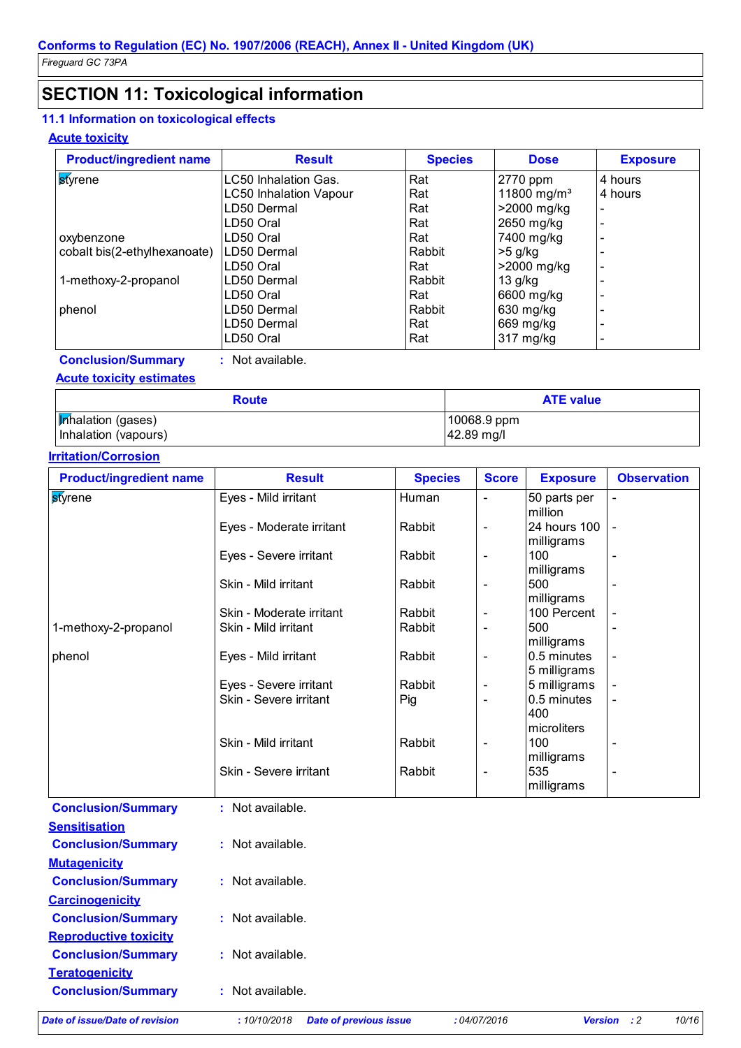## SECTION 11: Toxicological information

### 11.1 Information on toxicological effects

**Acute toxicity**

| Product/ingredient name | Result | Species | Dose | Exposure |
|---|---|---|---|---|
| styrene | LC50 Inhalation Gas. | Rat | 2770 ppm | 4 hours |
| | LC50 Inhalation Vapour | Rat | 11800 mg/m³ | 4 hours |
| | LD50 Dermal | Rat | >2000 mg/kg | - |
| | LD50 Oral | Rat | 2650 mg/kg | - |
| oxybenzone | LD50 Oral | Rat | 7400 mg/kg | - |
| cobalt bis(2-ethylhexanoate) | LD50 Dermal | Rabbit | >5 g/kg | - |
| | LD50 Oral | Rat | >2000 mg/kg | - |
| 1-methoxy-2-propanol | LD50 Dermal | Rabbit | 13 g/kg | - |
| | LD50 Oral | Rat | 6600 mg/kg | - |
| phenol | LD50 Dermal | Rabbit | 630 mg/kg | - |
| | LD50 Dermal | Rat | 669 mg/kg | - |
| | LD50 Oral | Rat | 317 mg/kg | - |

**Conclusion/Summary** : Not available.

**Acute toxicity estimates**

| Route | ATE value |
|---|---|
| Inhalation (gases) | 10068.9 ppm |
| Inhalation (vapours) | 42.89 mg/l |

**Irritation/Corrosion**

| Product/ingredient name | Result | Species | Score | Exposure | Observation |
|---|---|---|---|---|---|
| styrene | Eyes - Mild irritant | Human | - | 50 parts per million | - |
| | Eyes - Moderate irritant | Rabbit | - | 24 hours 100 milligrams | - |
| | Eyes - Severe irritant | Rabbit | - | 100 milligrams | - |
| | Skin - Mild irritant | Rabbit | - | 500 milligrams | - |
| | Skin - Moderate irritant | Rabbit | - | 100 Percent | - |
| 1-methoxy-2-propanol | Skin - Mild irritant | Rabbit | - | 500 milligrams | - |
| phenol | Eyes - Mild irritant | Rabbit | - | 0.5 minutes 5 milligrams | - |
| | Eyes - Severe irritant | Rabbit | - | 5 milligrams | - |
| | Skin - Severe irritant | Pig | - | 0.5 minutes 400 microliters | - |
| | Skin - Mild irritant | Rabbit | - | 100 milligrams | - |
| | Skin - Severe irritant | Rabbit | - | 535 milligrams | - |

**Conclusion/Summary** : Not available.

**Sensitisation**

**Conclusion/Summary** : Not available.

**Mutagenicity**

**Conclusion/Summary** : Not available.

**Carcinogenicity**

**Conclusion/Summary** : Not available.

**Reproductive toxicity**

**Conclusion/Summary** : Not available.

**Teratogenicity**

**Conclusion/Summary** : Not available.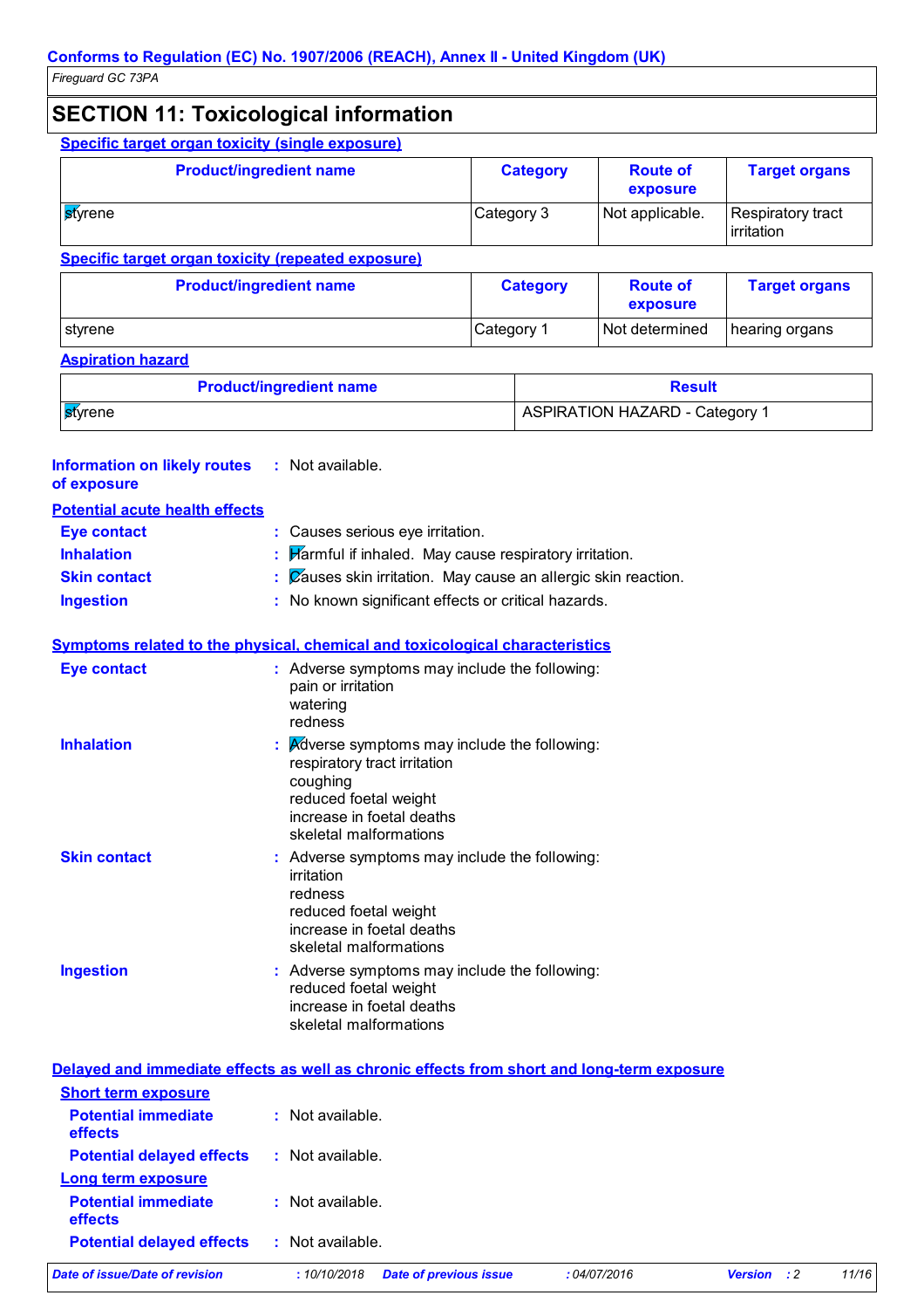## SECTION 11: Toxicological information

**Specific target organ toxicity (single exposure)**

| Product/ingredient name | Category | Route of exposure | Target organs |
|---|---|---|---|
| styrene | Category 3 | Not applicable. | Respiratory tract irritation |

**Specific target organ toxicity (repeated exposure)**

| Product/ingredient name | Category | Route of exposure | Target organs |
|---|---|---|---|
| styrene | Category 1 | Not determined | hearing organs |

**Aspiration hazard**

| Product/ingredient name | Result |
|---|---|
| styrene | ASPIRATION HAZARD - Category 1 |

**Information on likely routes of exposure** : Not available.

**Potential acute health effects**

**Eye contact** : Causes serious eye irritation.
**Inhalation** : Harmful if inhaled. May cause respiratory irritation.
**Skin contact** : Causes skin irritation. May cause an allergic skin reaction.
**Ingestion** : No known significant effects or critical hazards.

**Symptoms related to the physical, chemical and toxicological characteristics**

**Eye contact** : Adverse symptoms may include the following:
pain or irritation
watering
redness

**Inhalation** : Adverse symptoms may include the following:
respiratory tract irritation
coughing
reduced foetal weight
increase in foetal deaths
skeletal malformations

**Skin contact** : Adverse symptoms may include the following:
irritation
redness
reduced foetal weight
increase in foetal deaths
skeletal malformations

**Ingestion** : Adverse symptoms may include the following:
reduced foetal weight
increase in foetal deaths
skeletal malformations

**Delayed and immediate effects as well as chronic effects from short and long-term exposure**

**Short term exposure**

**Potential immediate effects** : Not available.
**Potential delayed effects** : Not available.

**Long term exposure**

**Potential immediate effects** : Not available.
**Potential delayed effects** : Not available.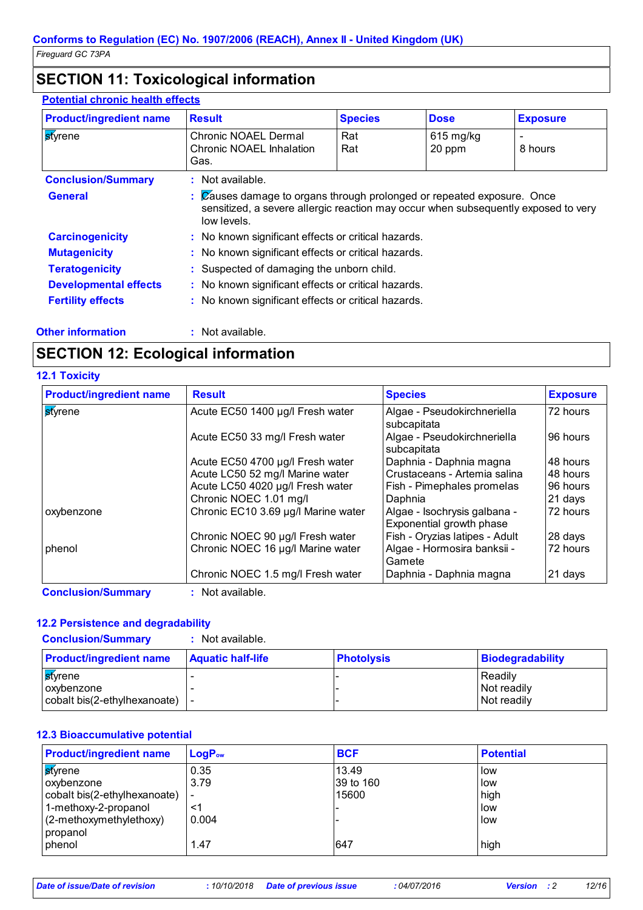Conforms to Regulation (EC) No. 1907/2006 (REACH), Annex II - United Kingdom (UK)

*Fireguard GC 73PA*

## SECTION 11: Toxicological information

### Potential chronic health effects

| Product/ingredient name | Result | Species | Dose | Exposure |
|---|---|---|---|---|
| styrene | Chronic NOAEL Dermal<br>Chronic NOAEL Inhalation Gas. | Rat<br>Rat | 615 mg/kg<br>20 ppm | -<br>8 hours |

**Conclusion/Summary** : Not available.

**General** : Causes damage to organs through prolonged or repeated exposure. Once sensitized, a severe allergic reaction may occur when subsequently exposed to very low levels.

**Carcinogenicity** : No known significant effects or critical hazards.

**Mutagenicity** : No known significant effects or critical hazards.

**Teratogenicity** : Suspected of damaging the unborn child.

**Developmental effects** : No known significant effects or critical hazards.

**Fertility effects** : No known significant effects or critical hazards.

**Other information** : Not available.

## SECTION 12: Ecological information

### 12.1 Toxicity

| Product/ingredient name | Result | Species | Exposure |
|---|---|---|---|
| styrene | Acute EC50 1400 µg/l Fresh water | Algae - Pseudokirchneriella subcapitata | 72 hours |
| | Acute EC50 33 mg/l Fresh water | Algae - Pseudokirchneriella subcapitata | 96 hours |
| | Acute EC50 4700 µg/l Fresh water | Daphnia - Daphnia magna | 48 hours |
| | Acute LC50 52 mg/l Marine water | Crustaceans - Artemia salina | 48 hours |
| | Acute LC50 4020 µg/l Fresh water | Fish - Pimephales promelas | 96 hours |
| | Chronic NOEC 1.01 mg/l | Daphnia | 21 days |
| oxybenzone | Chronic EC10 3.69 µg/l Marine water | Algae - Isochrysis galbana - Exponential growth phase | 72 hours |
| | Chronic NOEC 90 µg/l Fresh water | Fish - Oryzias latipes - Adult | 28 days |
| phenol | Chronic NOEC 16 µg/l Marine water | Algae - Hormosira banksii - Gamete | 72 hours |
| | Chronic NOEC 1.5 mg/l Fresh water | Daphnia - Daphnia magna | 21 days |

**Conclusion/Summary** : Not available.

### 12.2 Persistence and degradability

**Conclusion/Summary** : Not available.

| Product/ingredient name | Aquatic half-life | Photolysis | Biodegradability |
|---|---|---|---|
| styrene | - | - | Readily |
| oxybenzone | - | - | Not readily |
| cobalt bis(2-ethylhexanoate) | - | - | Not readily |

### 12.3 Bioaccumulative potential

| Product/ingredient name | $LogP_{ow}$ | BCF | Potential |
|---|---|---|---|
| styrene | 0.35 | 13.49 | low |
| oxybenzone | 3.79 | 39 to 160 | low |
| cobalt bis(2-ethylhexanoate) | - | 15600 | high |
| 1-methoxy-2-propanol | <1 | - | low |
| (2-methoxymethylethoxy) propanol | 0.004 | - | low |
| phenol | 1.47 | 647 | high |

*Date of issue/Date of revision* : 10/10/2018 *Date of previous issue* : 04/07/2016 *Version* : 2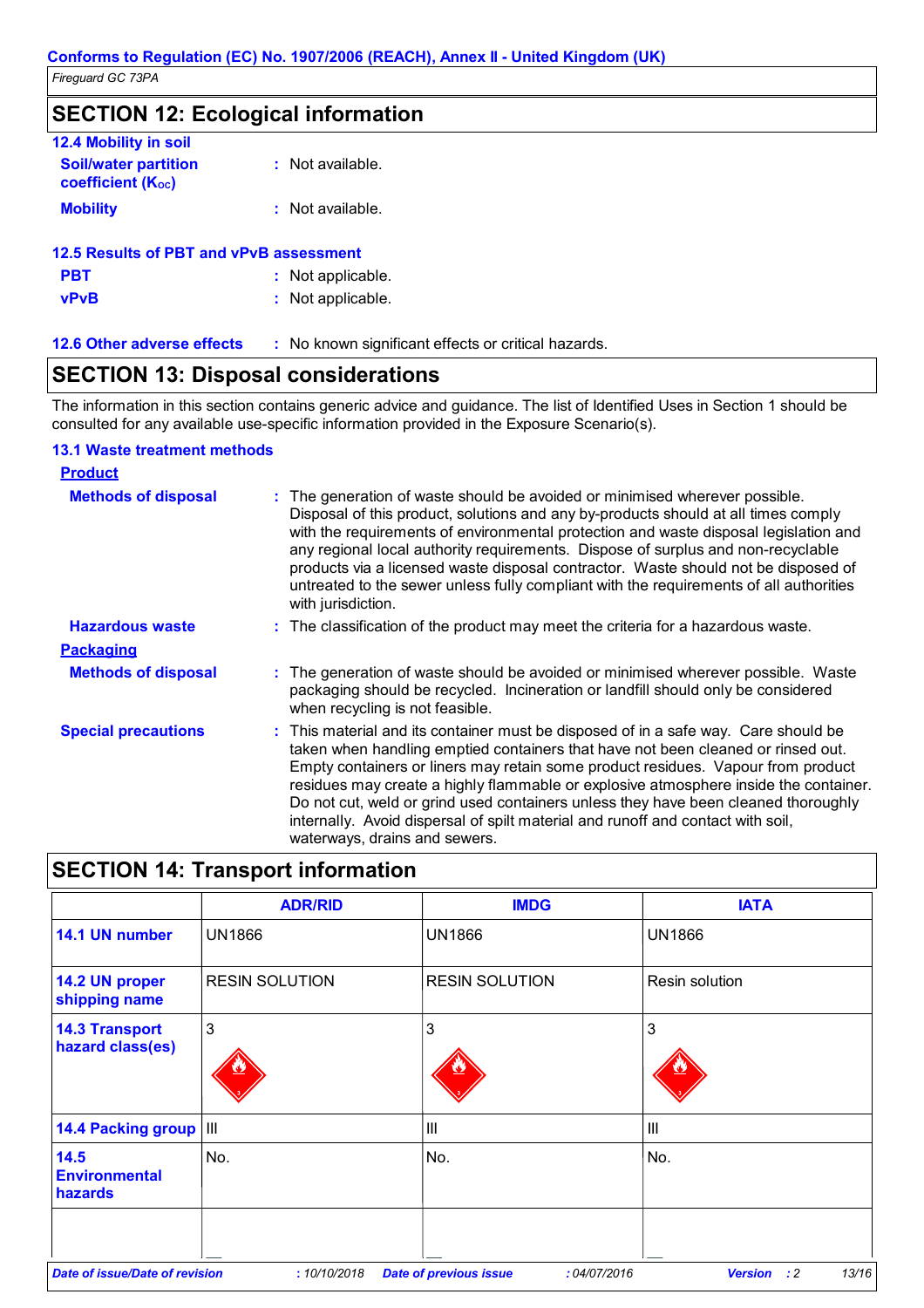## SECTION 12: Ecological information

### 12.4 Mobility in soil

**Soil/water partition coefficient ($K_{OC}$)** : Not available.

**Mobility** : Not available.

### 12.5 Results of PBT and vPvB assessment

**PBT** : Not applicable.

**vPvB** : Not applicable.

### 12.6 Other adverse effects

: No known significant effects or critical hazards.

## SECTION 13: Disposal considerations

The information in this section contains generic advice and guidance. The list of Identified Uses in Section 1 should be consulted for any available use-specific information provided in the Exposure Scenario(s).

### 13.1 Waste treatment methods

**Product**

**Methods of disposal** : The generation of waste should be avoided or minimised wherever possible. Disposal of this product, solutions and any by-products should at all times comply with the requirements of environmental protection and waste disposal legislation and any regional local authority requirements. Dispose of surplus and non-recyclable products via a licensed waste disposal contractor. Waste should not be disposed of untreated to the sewer unless fully compliant with the requirements of all authorities with jurisdiction.

**Hazardous waste** : The classification of the product may meet the criteria for a hazardous waste.

**Packaging**

**Methods of disposal** : The generation of waste should be avoided or minimised wherever possible. Waste packaging should be recycled. Incineration or landfill should only be considered when recycling is not feasible.

**Special precautions** : This material and its container must be disposed of in a safe way. Care should be taken when handling emptied containers that have not been cleaned or rinsed out. Empty containers or liners may retain some product residues. Vapour from product residues may create a highly flammable or explosive atmosphere inside the container. Do not cut, weld or grind used containers unless they have been cleaned thoroughly internally. Avoid dispersal of spilt material and runoff and contact with soil, waterways, drains and sewers.

## SECTION 14: Transport information

| | ADR/RID | IMDG | IATA |
|---|---|---|---|
| **14.1 UN number** | UN1866 | UN1866 | UN1866 |
| **14.2 UN proper shipping name** | RESIN SOLUTION | RESIN SOLUTION | Resin solution |
| **14.3 Transport hazard class(es)** | 3 | 3 | 3 |
| **14.4 Packing group** | III | III | III |
| **14.5 Environmental hazards** | No. | No. | No. |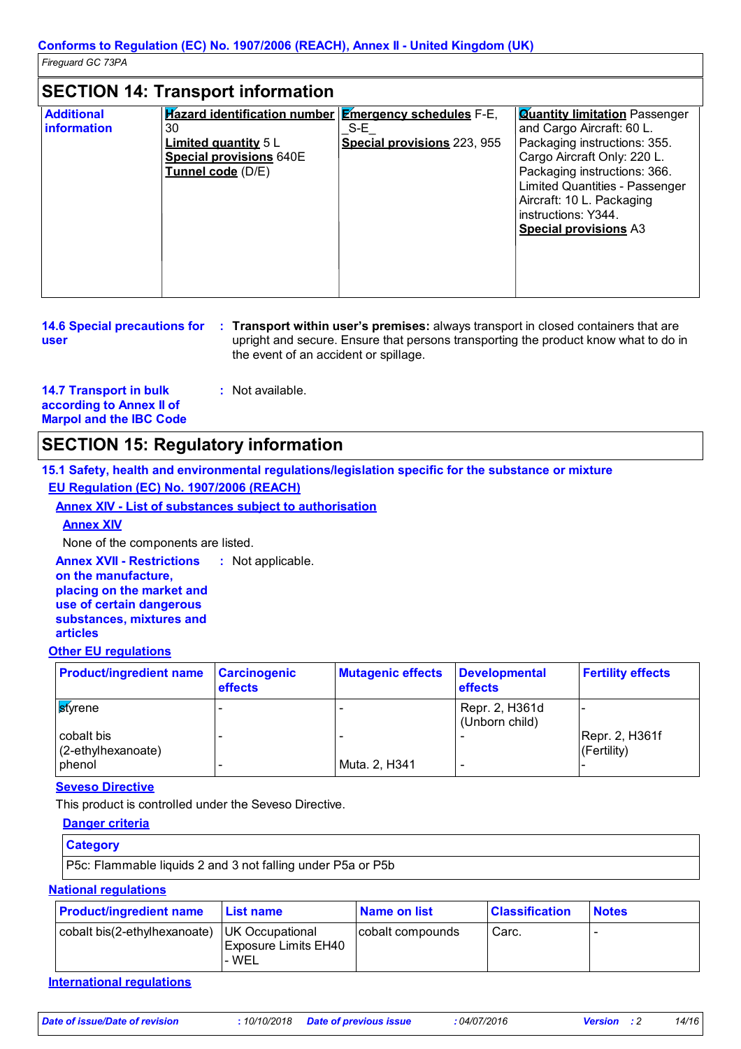## SECTION 14: Transport information

| Additional information | **Hazard identification number** 30<br>**Limited quantity** 5 L<br>**Special provisions** 640E<br>**Tunnel code** (D/E) | **Emergency schedules** F-E, _S-E_<br>**Special provisions** 223, 955 | **Quantity limitation** Passenger and Cargo Aircraft: 60 L. Packaging instructions: 355. Cargo Aircraft Only: 220 L. Packaging instructions: 366. Limited Quantities - Passenger Aircraft: 10 L. Packaging instructions: Y344.<br>**Special provisions** A3 |
|---|---|---|---|

**14.6 Special precautions for user** : **Transport within user's premises:** always transport in closed containers that are upright and secure. Ensure that persons transporting the product know what to do in the event of an accident or spillage.

**14.7 Transport in bulk according to Annex II of Marpol and the IBC Code** : Not available.

## SECTION 15: Regulatory information

### 15.1 Safety, health and environmental regulations/legislation specific for the substance or mixture

**EU Regulation (EC) No. 1907/2006 (REACH)**

**Annex XIV - List of substances subject to authorisation**

**Annex XIV**

None of the components are listed.

**Annex XVII - Restrictions on the manufacture, placing on the market and use of certain dangerous substances, mixtures and articles** : Not applicable.

**Other EU regulations**

| Product/ingredient name | Carcinogenic effects | Mutagenic effects | Developmental effects | Fertility effects |
|---|---|---|---|---|
| styrene | - | - | Repr. 2, H361d (Unborn child) | - |
| cobalt bis (2-ethylhexanoate) | - | - | - | Repr. 2, H361f (Fertility) |
| phenol | - | Muta. 2, H341 | - | - |

**Seveso Directive**

This product is controlled under the Seveso Directive.

**Danger criteria**

| Category |
|---|
| P5c: Flammable liquids 2 and 3 not falling under P5a or P5b |

**National regulations**

| Product/ingredient name | List name | Name on list | Classification | Notes |
|---|---|---|---|---|
| cobalt bis(2-ethylhexanoate) | UK Occupational Exposure Limits EH40 - WEL | cobalt compounds | Carc. | - |

**International regulations**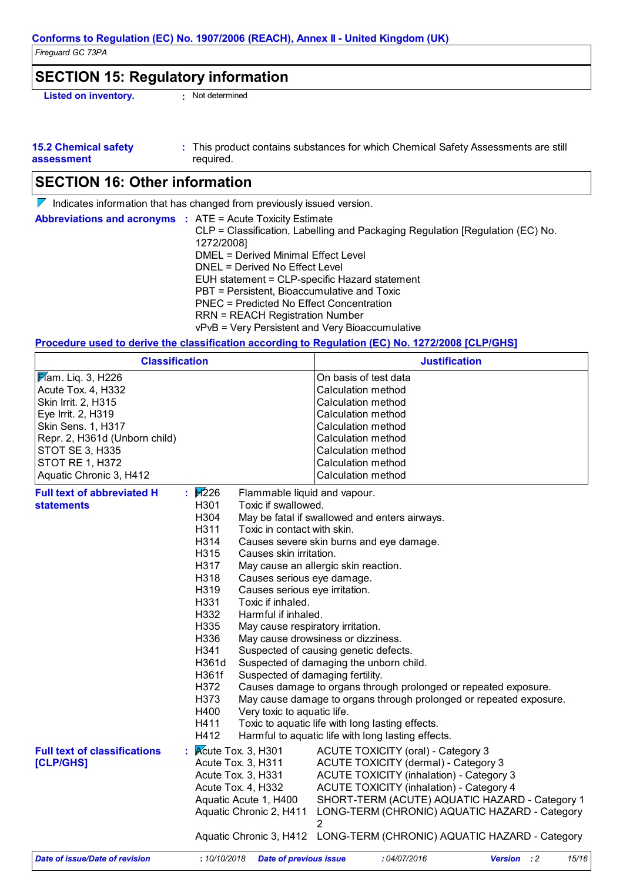Fireguard GC 73PA

## SECTION 15: Regulatory information

**Listed on inventory.** : Not determined

**15.2 Chemical safety assessment** : This product contains substances for which Chemical Safety Assessments are still required.

## SECTION 16: Other information

Indicates information that has changed from previously issued version.

**Abbreviations and acronyms** : ATE = Acute Toxicity Estimate
CLP = Classification, Labelling and Packaging Regulation [Regulation (EC) No. 1272/2008]
DMEL = Derived Minimal Effect Level
DNEL = Derived No Effect Level
EUH statement = CLP-specific Hazard statement
PBT = Persistent, Bioaccumulative and Toxic
PNEC = Predicted No Effect Concentration
RRN = REACH Registration Number
vPvB = Very Persistent and Very Bioaccumulative

**Procedure used to derive the classification according to Regulation (EC) No. 1272/2008 [CLP/GHS]**

| Classification | Justification |
|---|---|
| Flam. Liq. 3, H226 | On basis of test data |
| Acute Tox. 4, H332 | Calculation method |
| Skin Irrit. 2, H315 | Calculation method |
| Eye Irrit. 2, H319 | Calculation method |
| Skin Sens. 1, H317 | Calculation method |
| Repr. 2, H361d (Unborn child) | Calculation method |
| STOT SE 3, H335 | Calculation method |
| STOT RE 1, H372 | Calculation method |
| Aquatic Chronic 3, H412 | Calculation method |

**Full text of abbreviated H statements** :

| | |
|---|---|
| H226 | Flammable liquid and vapour. |
| H301 | Toxic if swallowed. |
| H304 | May be fatal if swallowed and enters airways. |
| H311 | Toxic in contact with skin. |
| H314 | Causes severe skin burns and eye damage. |
| H315 | Causes skin irritation. |
| H317 | May cause an allergic skin reaction. |
| H318 | Causes serious eye damage. |
| H319 | Causes serious eye irritation. |
| H331 | Toxic if inhaled. |
| H332 | Harmful if inhaled. |
| H335 | May cause respiratory irritation. |
| H336 | May cause drowsiness or dizziness. |
| H341 | Suspected of causing genetic defects. |
| H361d | Suspected of damaging the unborn child. |
| H361f | Suspected of damaging fertility. |
| H372 | Causes damage to organs through prolonged or repeated exposure. |
| H373 | May cause damage to organs through prolonged or repeated exposure. |
| H400 | Very toxic to aquatic life. |
| H411 | Toxic to aquatic life with long lasting effects. |
| H412 | Harmful to aquatic life with long lasting effects. |

**Full text of classifications [CLP/GHS]** :

| | |
|---|---|
| Acute Tox. 3, H301 | ACUTE TOXICITY (oral) - Category 3 |
| Acute Tox. 3, H311 | ACUTE TOXICITY (dermal) - Category 3 |
| Acute Tox. 3, H331 | ACUTE TOXICITY (inhalation) - Category 3 |
| Acute Tox. 4, H332 | ACUTE TOXICITY (inhalation) - Category 4 |
| Aquatic Acute 1, H400 | SHORT-TERM (ACUTE) AQUATIC HAZARD - Category 1 |
| Aquatic Chronic 2, H411 | LONG-TERM (CHRONIC) AQUATIC HAZARD - Category 2 |
| Aquatic Chronic 3, H412 | LONG-TERM (CHRONIC) AQUATIC HAZARD - Category |

*Date of issue/Date of revision* : 10/10/2018 *Date of previous issue* : 04/07/2016 *Version* : 2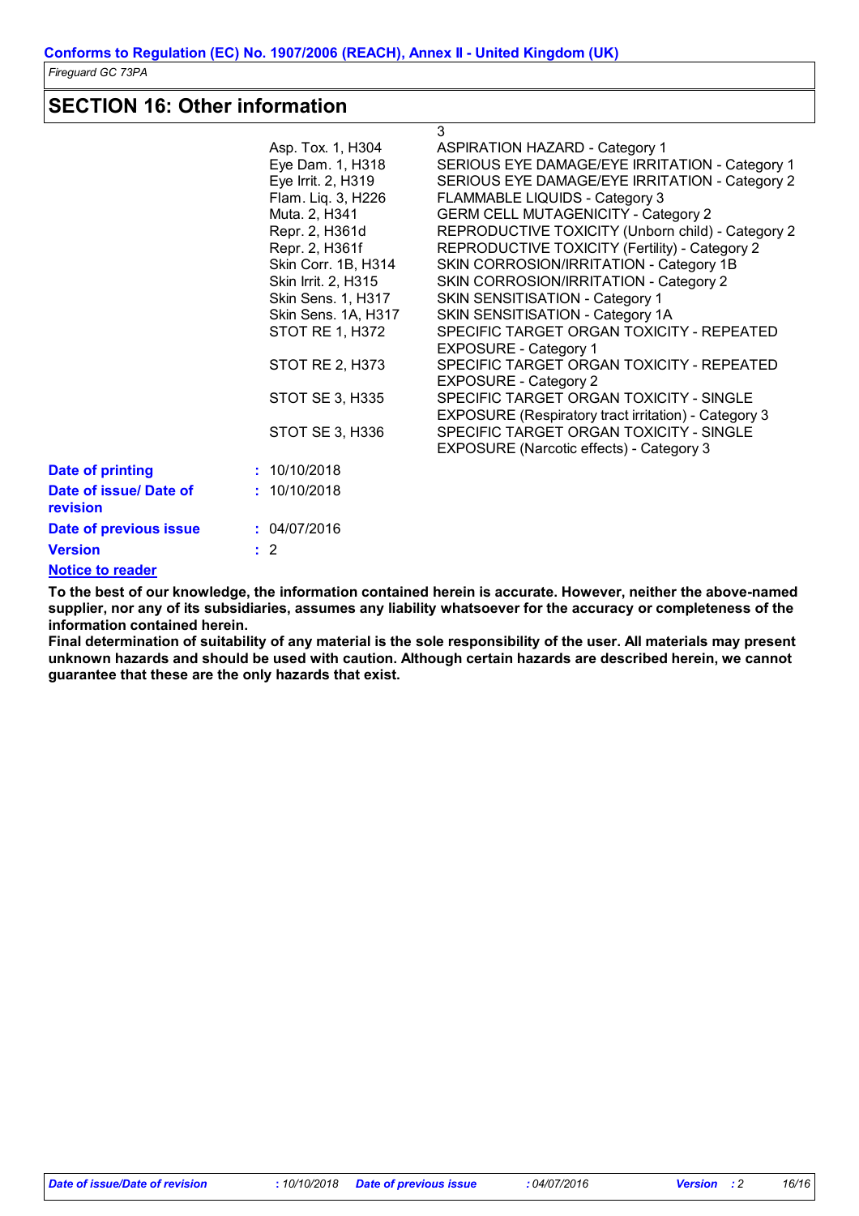## SECTION 16: Other information

| | | |
|---|---|---|
| | | 3 |
| | Asp. Tox. 1, H304 | ASPIRATION HAZARD - Category 1 |
| | Eye Dam. 1, H318 | SERIOUS EYE DAMAGE/EYE IRRITATION - Category 1 |
| | Eye Irrit. 2, H319 | SERIOUS EYE DAMAGE/EYE IRRITATION - Category 2 |
| | Flam. Liq. 3, H226 | FLAMMABLE LIQUIDS - Category 3 |
| | Muta. 2, H341 | GERM CELL MUTAGENICITY - Category 2 |
| | Repr. 2, H361d | REPRODUCTIVE TOXICITY (Unborn child) - Category 2 |
| | Repr. 2, H361f | REPRODUCTIVE TOXICITY (Fertility) - Category 2 |
| | Skin Corr. 1B, H314 | SKIN CORROSION/IRRITATION - Category 1B |
| | Skin Irrit. 2, H315 | SKIN CORROSION/IRRITATION - Category 2 |
| | Skin Sens. 1, H317 | SKIN SENSITISATION - Category 1 |
| | Skin Sens. 1A, H317 | SKIN SENSITISATION - Category 1A |
| | STOT RE 1, H372 | SPECIFIC TARGET ORGAN TOXICITY - REPEATED EXPOSURE - Category 1 |
| | STOT RE 2, H373 | SPECIFIC TARGET ORGAN TOXICITY - REPEATED EXPOSURE - Category 2 |
| | STOT SE 3, H335 | SPECIFIC TARGET ORGAN TOXICITY - SINGLE EXPOSURE (Respiratory tract irritation) - Category 3 |
| | STOT SE 3, H336 | SPECIFIC TARGET ORGAN TOXICITY - SINGLE EXPOSURE (Narcotic effects) - Category 3 |

**Date of printing** : 10/10/2018

**Date of issue/ Date of revision** : 10/10/2018

**Date of previous issue** : 04/07/2016

**Version** : 2

**Notice to reader**

**To the best of our knowledge, the information contained herein is accurate. However, neither the above-named supplier, nor any of its subsidiaries, assumes any liability whatsoever for the accuracy or completeness of the information contained herein.**

**Final determination of suitability of any material is the sole responsibility of the user. All materials may present unknown hazards and should be used with caution. Although certain hazards are described herein, we cannot guarantee that these are the only hazards that exist.**